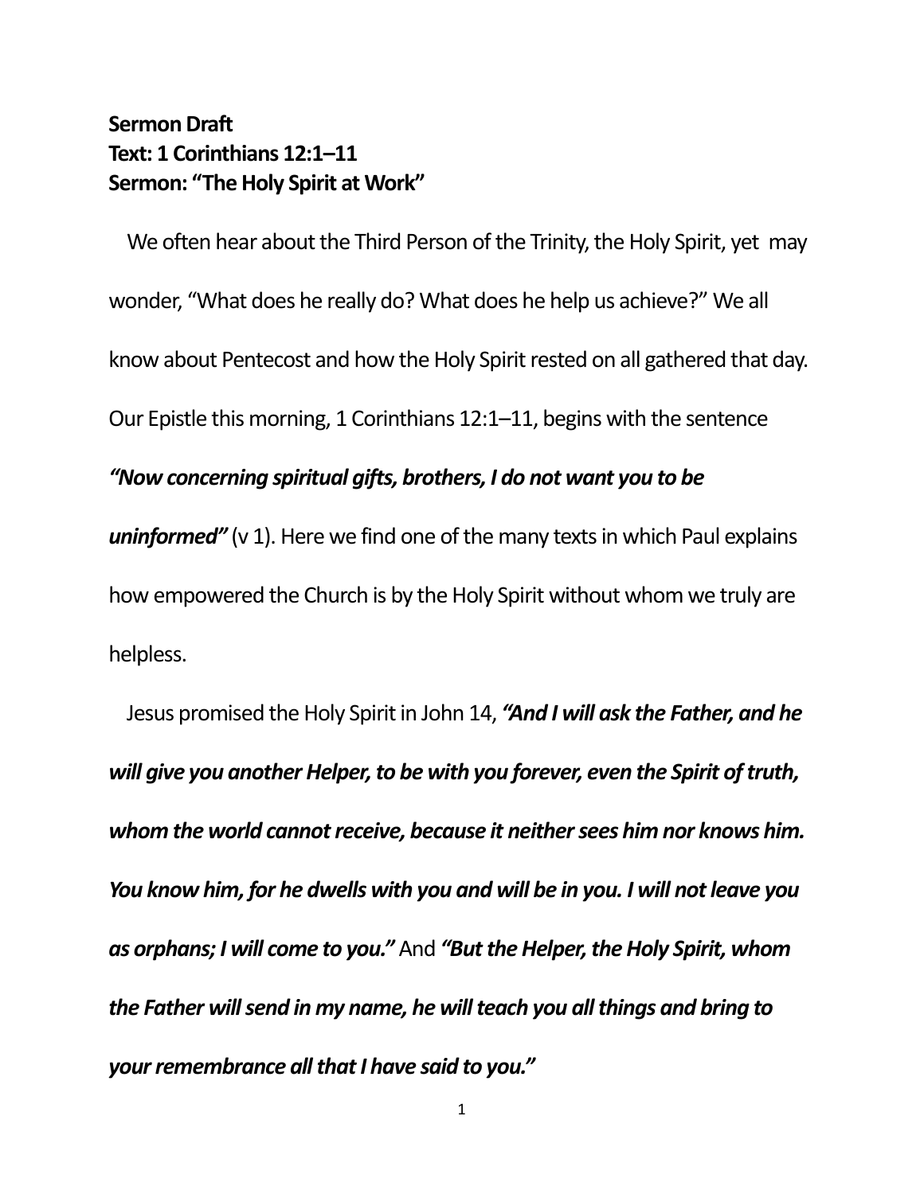**Sermon Draft**
**Text: 1 Corinthians 12:1–11**
**Sermon: “The Holy Spirit at Work”**

We often hear about the Third Person of the Trinity, the Holy Spirit, yet may wonder, “What does he really do? What does he help us achieve?” We all know about Pentecost and how the Holy Spirit rested on all gathered that day. Our Epistle this morning, 1 Corinthians 12:1–11, begins with the sentence ***“Now concerning spiritual gifts, brothers, I do not want you to be uninformed”*** (v 1). Here we find one of the many texts in which Paul explains how empowered the Church is by the Holy Spirit without whom we truly are helpless.

Jesus promised the Holy Spirit in John 14, ***“And I will ask the Father, and he will give you another Helper, to be with you forever, even the Spirit of truth, whom the world cannot receive, because it neither sees him nor knows him. You know him, for he dwells with you and will be in you. I will not leave you as orphans; I will come to you.”*** And ***“But the Helper, the Holy Spirit, whom the Father will send in my name, he will teach you all things and bring to your remembrance all that I have said to you.”***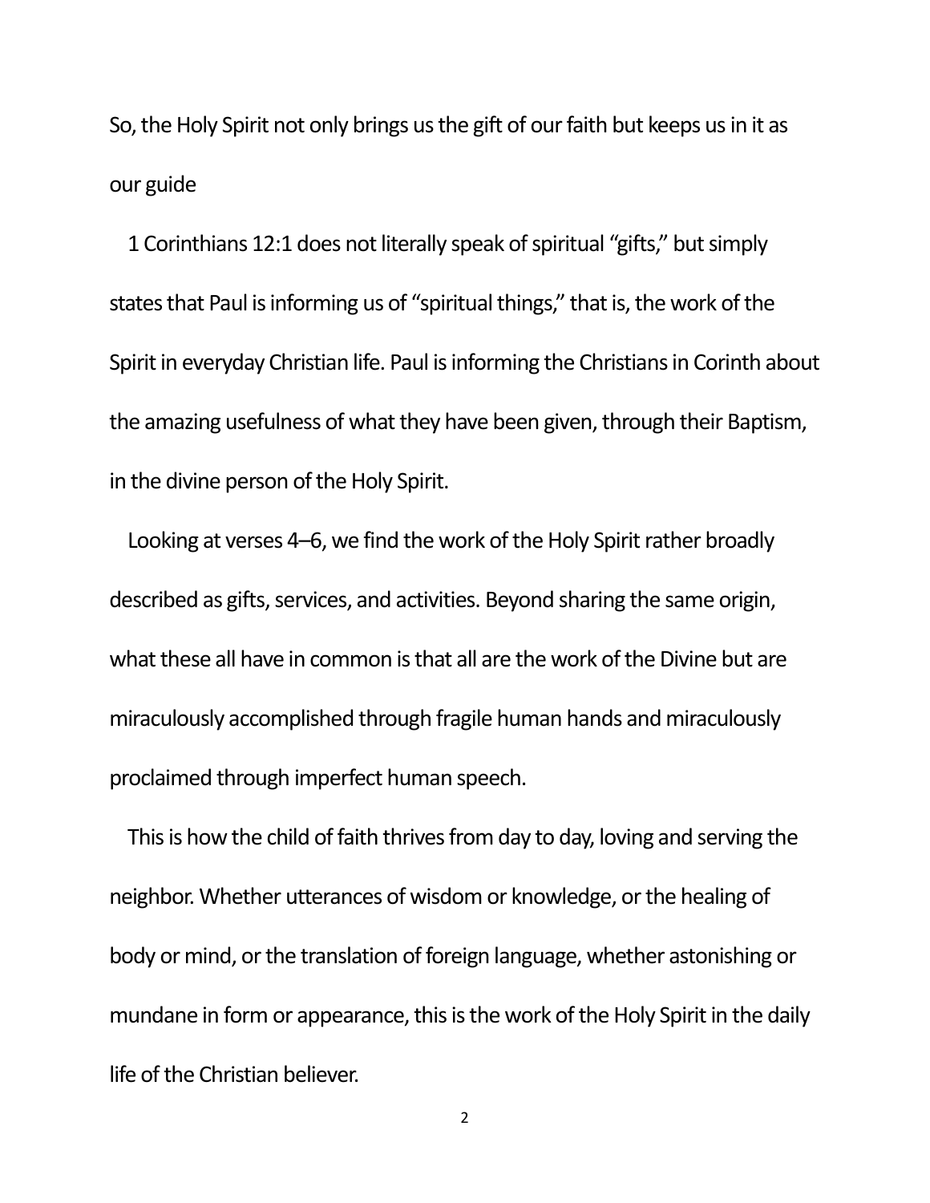So, the Holy Spirit not only brings us the gift of our faith but keeps us in it as our guide

1 Corinthians 12:1 does not literally speak of spiritual "gifts," but simply states that Paul is informing us of "spiritual things," that is, the work of the Spirit in everyday Christian life. Paul is informing the Christians in Corinth about the amazing usefulness of what they have been given, through their Baptism, in the divine person of the Holy Spirit.

Looking at verses 4–6, we find the work of the Holy Spirit rather broadly described as gifts, services, and activities. Beyond sharing the same origin, what these all have in common is that all are the work of the Divine but are miraculously accomplished through fragile human hands and miraculously proclaimed through imperfect human speech.

This is how the child of faith thrives from day to day, loving and serving the neighbor. Whether utterances of wisdom or knowledge, or the healing of body or mind, or the translation of foreign language, whether astonishing or mundane in form or appearance, this is the work of the Holy Spirit in the daily life of the Christian believer.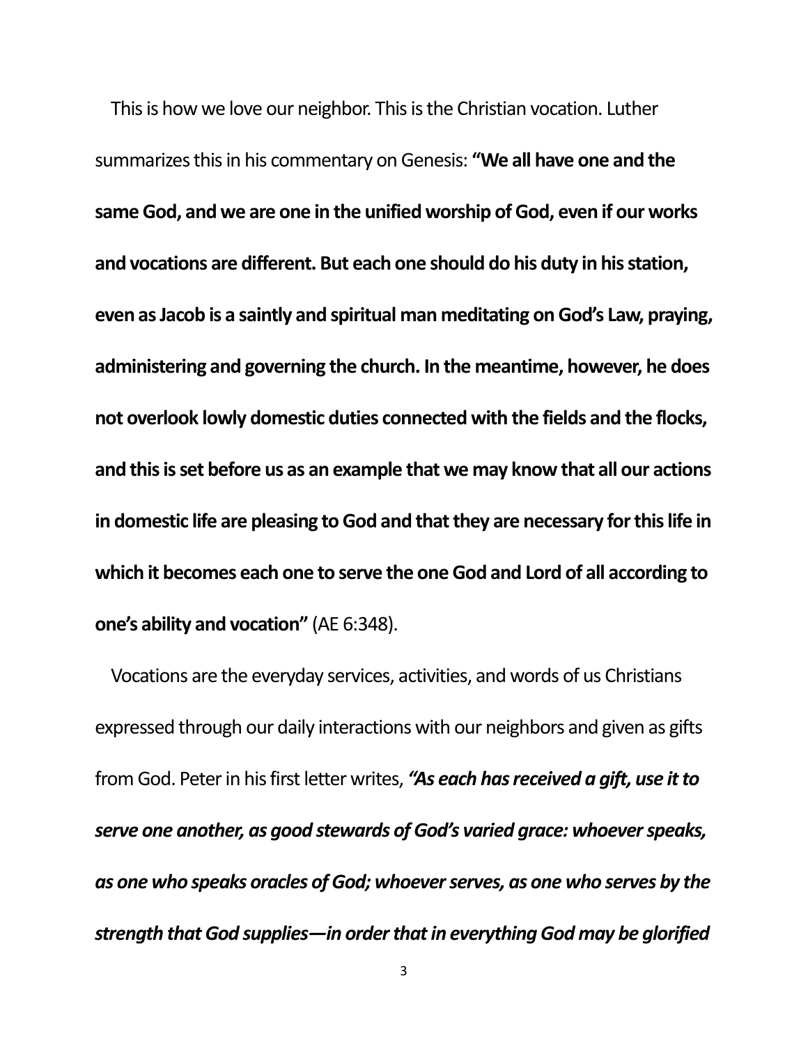This is how we love our neighbor. This is the Christian vocation. Luther summarizes this in his commentary on Genesis: **"We all have one and the same God, and we are one in the unified worship of God, even if our works and vocations are different. But each one should do his duty in his station, even as Jacob is a saintly and spiritual man meditating on God's Law, praying, administering and governing the church. In the meantime, however, he does not overlook lowly domestic duties connected with the fields and the flocks, and this is set before us as an example that we may know that all our actions in domestic life are pleasing to God and that they are necessary for this life in which it becomes each one to serve the one God and Lord of all according to one's ability and vocation"** (AE 6:348).

Vocations are the everyday services, activities, and words of us Christians expressed through our daily interactions with our neighbors and given as gifts from God. Peter in his first letter writes, ***"As each has received a gift, use it to serve one another, as good stewards of God's varied grace: whoever speaks, as one who speaks oracles of God; whoever serves, as one who serves by the strength that God supplies—in order that in everything God may be glorified***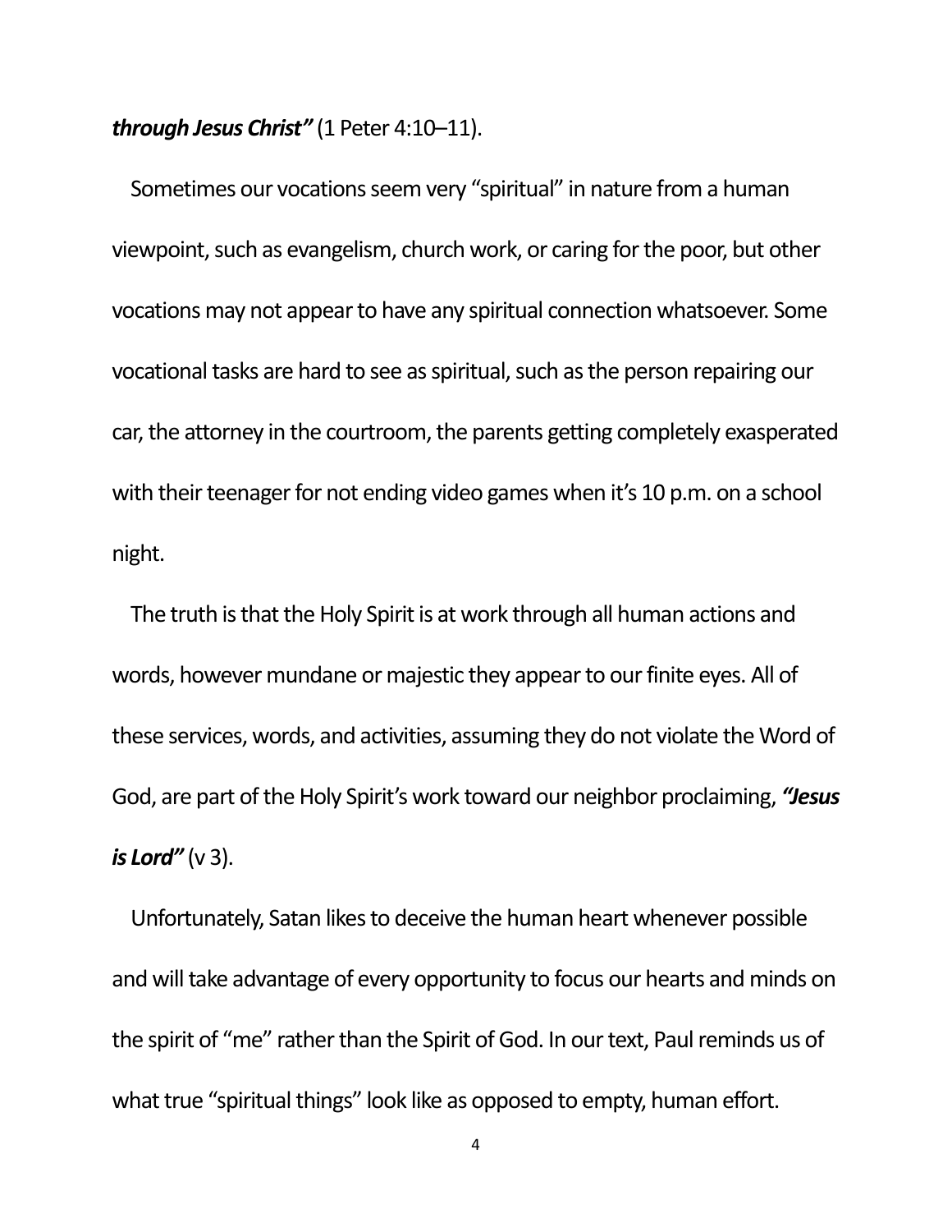***through Jesus Christ"*** (1 Peter 4:10–11).

Sometimes our vocations seem very "spiritual" in nature from a human viewpoint, such as evangelism, church work, or caring for the poor, but other vocations may not appear to have any spiritual connection whatsoever. Some vocational tasks are hard to see as spiritual, such as the person repairing our car, the attorney in the courtroom, the parents getting completely exasperated with their teenager for not ending video games when it's 10 p.m. on a school night.

The truth is that the Holy Spirit is at work through all human actions and words, however mundane or majestic they appear to our finite eyes. All of these services, words, and activities, assuming they do not violate the Word of God, are part of the Holy Spirit's work toward our neighbor proclaiming, ***"Jesus is Lord"*** (v 3).

Unfortunately, Satan likes to deceive the human heart whenever possible and will take advantage of every opportunity to focus our hearts and minds on the spirit of "me" rather than the Spirit of God. In our text, Paul reminds us of what true "spiritual things" look like as opposed to empty, human effort.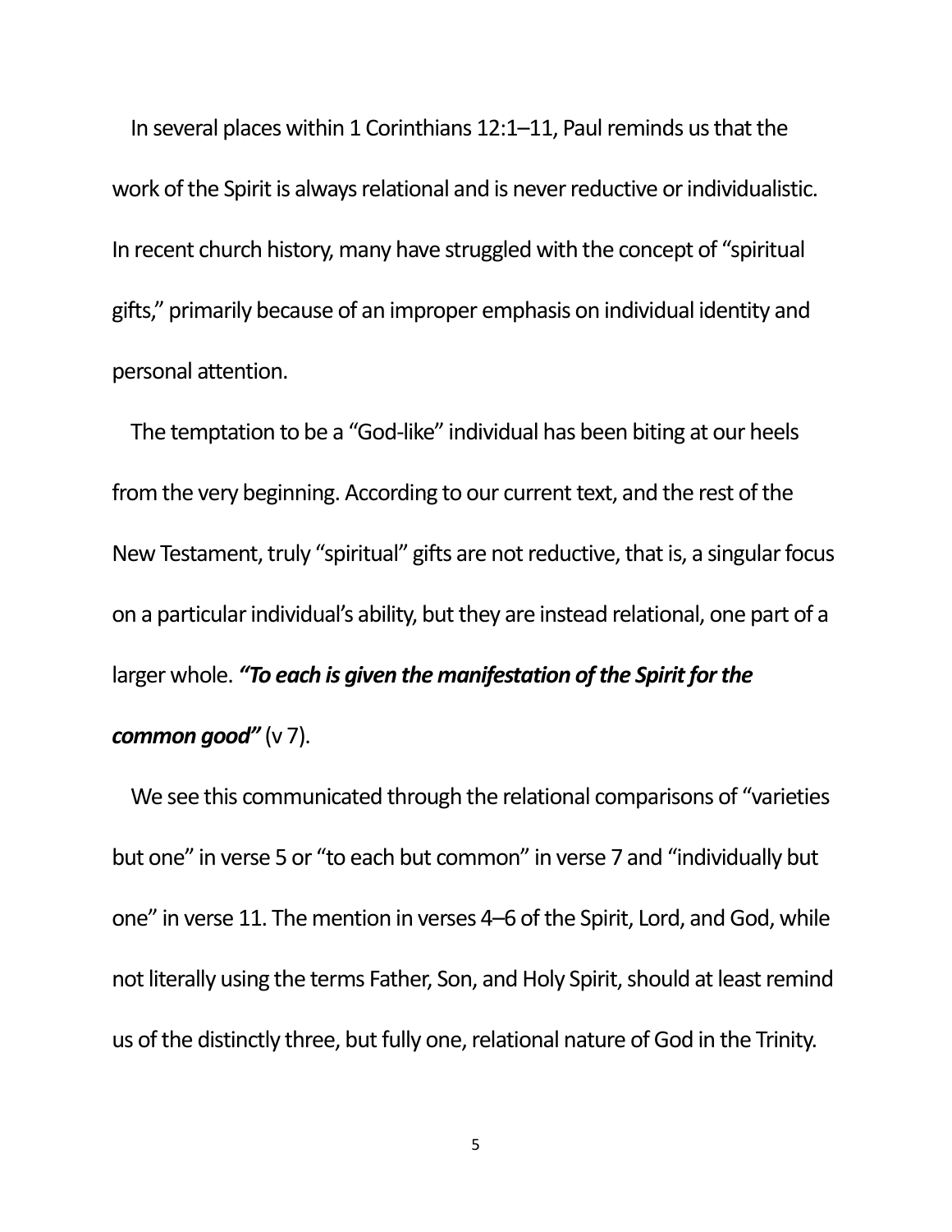In several places within 1 Corinthians 12:1–11, Paul reminds us that the work of the Spirit is always relational and is never reductive or individualistic. In recent church history, many have struggled with the concept of "spiritual gifts," primarily because of an improper emphasis on individual identity and personal attention.

The temptation to be a "God-like" individual has been biting at our heels from the very beginning. According to our current text, and the rest of the New Testament, truly "spiritual" gifts are not reductive, that is, a singular focus on a particular individual's ability, but they are instead relational, one part of a larger whole. ***"To each is given the manifestation of the Spirit for the common good"*** (v 7).

We see this communicated through the relational comparisons of "varieties but one" in verse 5 or "to each but common" in verse 7 and "individually but one" in verse 11. The mention in verses 4–6 of the Spirit, Lord, and God, while not literally using the terms Father, Son, and Holy Spirit, should at least remind us of the distinctly three, but fully one, relational nature of God in the Trinity.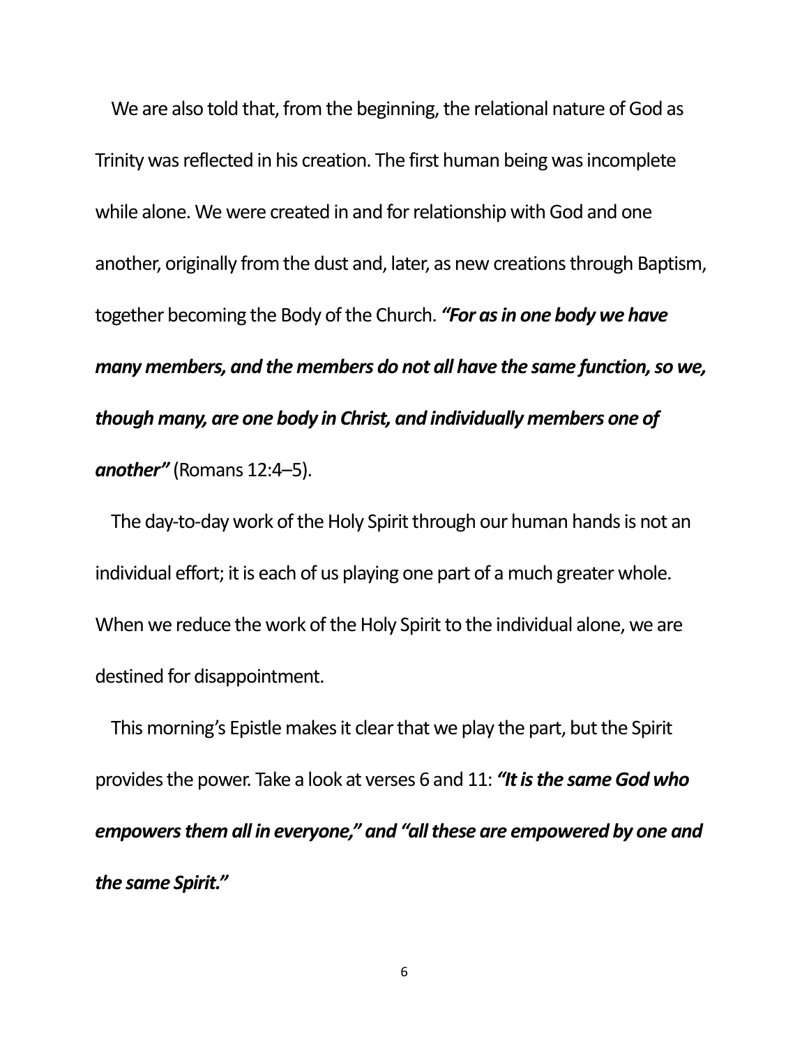We are also told that, from the beginning, the relational nature of God as Trinity was reflected in his creation. The first human being was incomplete while alone. We were created in and for relationship with God and one another, originally from the dust and, later, as new creations through Baptism, together becoming the Body of the Church. ***"For as in one body we have many members, and the members do not all have the same function, so we, though many, are one body in Christ, and individually members one of another"*** (Romans 12:4–5).

The day-to-day work of the Holy Spirit through our human hands is not an individual effort; it is each of us playing one part of a much greater whole. When we reduce the work of the Holy Spirit to the individual alone, we are destined for disappointment.

This morning's Epistle makes it clear that we play the part, but the Spirit provides the power. Take a look at verses 6 and 11: ***"It is the same God who empowers them all in everyone," and "all these are empowered by one and the same Spirit."***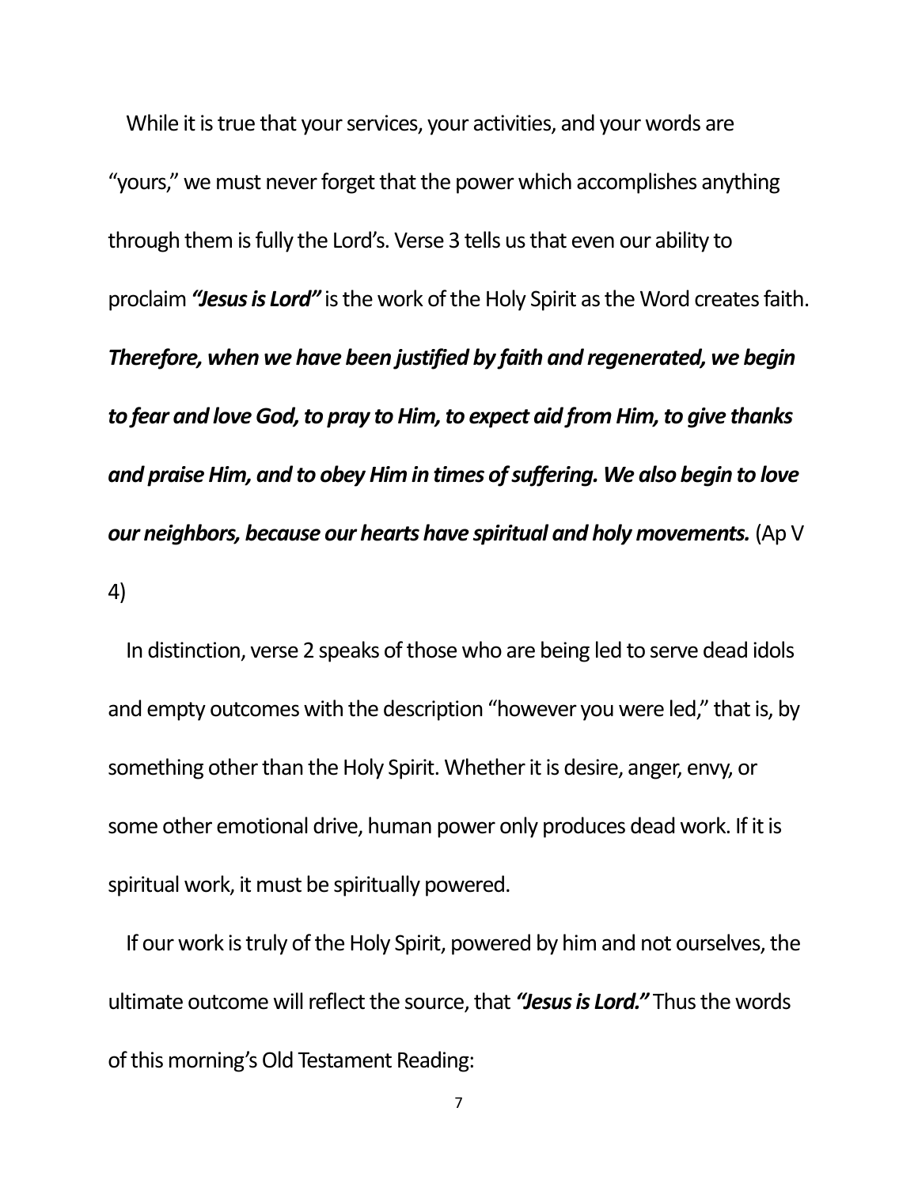While it is true that your services, your activities, and your words are "yours," we must never forget that the power which accomplishes anything through them is fully the Lord's. Verse 3 tells us that even our ability to proclaim ***"Jesus is Lord"*** is the work of the Holy Spirit as the Word creates faith. ***Therefore, when we have been justified by faith and regenerated, we begin to fear and love God, to pray to Him, to expect aid from Him, to give thanks and praise Him, and to obey Him in times of suffering. We also begin to love our neighbors, because our hearts have spiritual and holy movements.*** (Ap V 4)

In distinction, verse 2 speaks of those who are being led to serve dead idols and empty outcomes with the description "however you were led," that is, by something other than the Holy Spirit. Whether it is desire, anger, envy, or some other emotional drive, human power only produces dead work. If it is spiritual work, it must be spiritually powered.

If our work is truly of the Holy Spirit, powered by him and not ourselves, the ultimate outcome will reflect the source, that ***"Jesus is Lord."*** Thus the words of this morning's Old Testament Reading: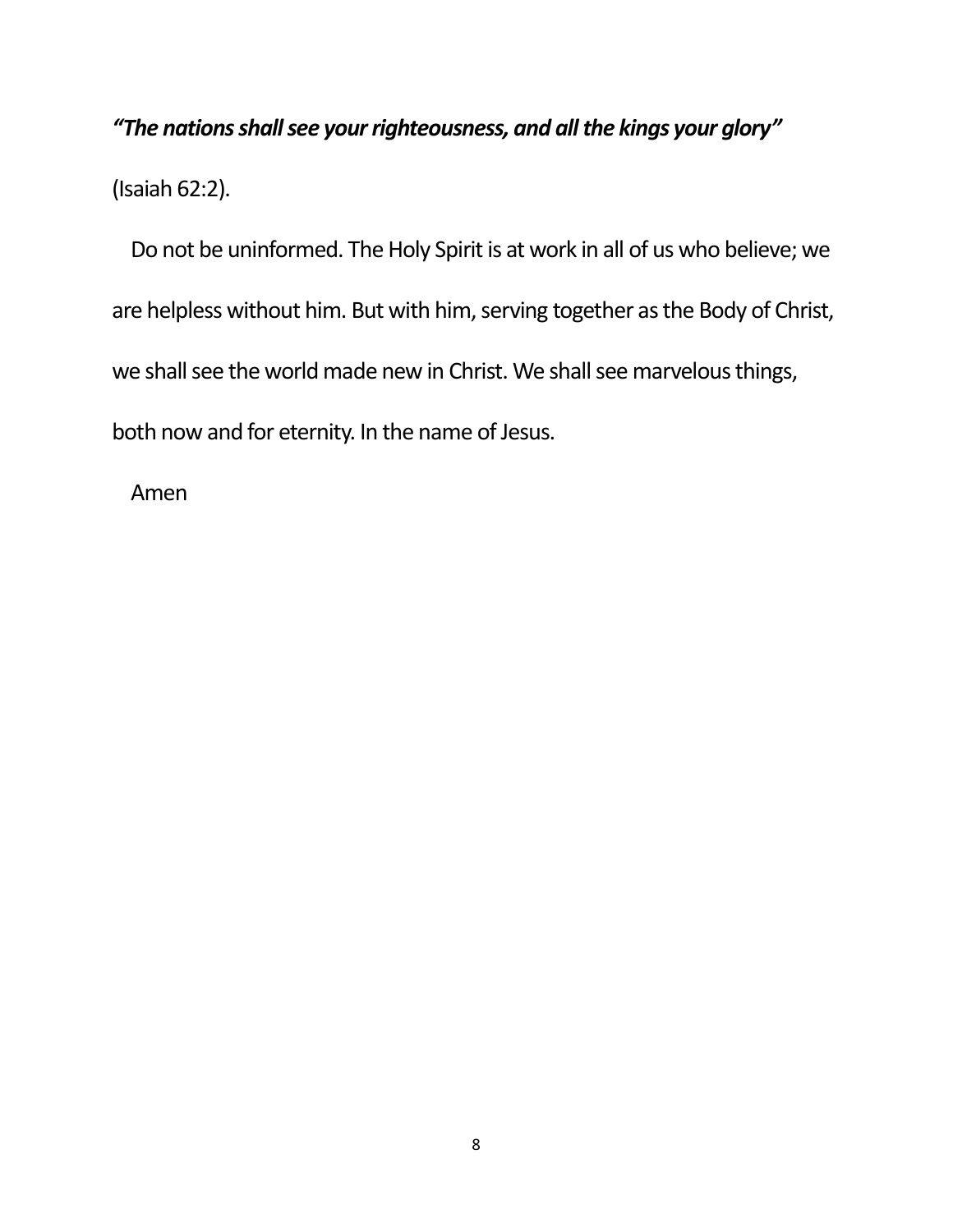***“The nations shall see your righteousness, and all the kings your glory”***

(Isaiah 62:2).

Do not be uninformed. The Holy Spirit is at work in all of us who believe; we are helpless without him. But with him, serving together as the Body of Christ, we shall see the world made new in Christ. We shall see marvelous things, both now and for eternity. In the name of Jesus.

Amen